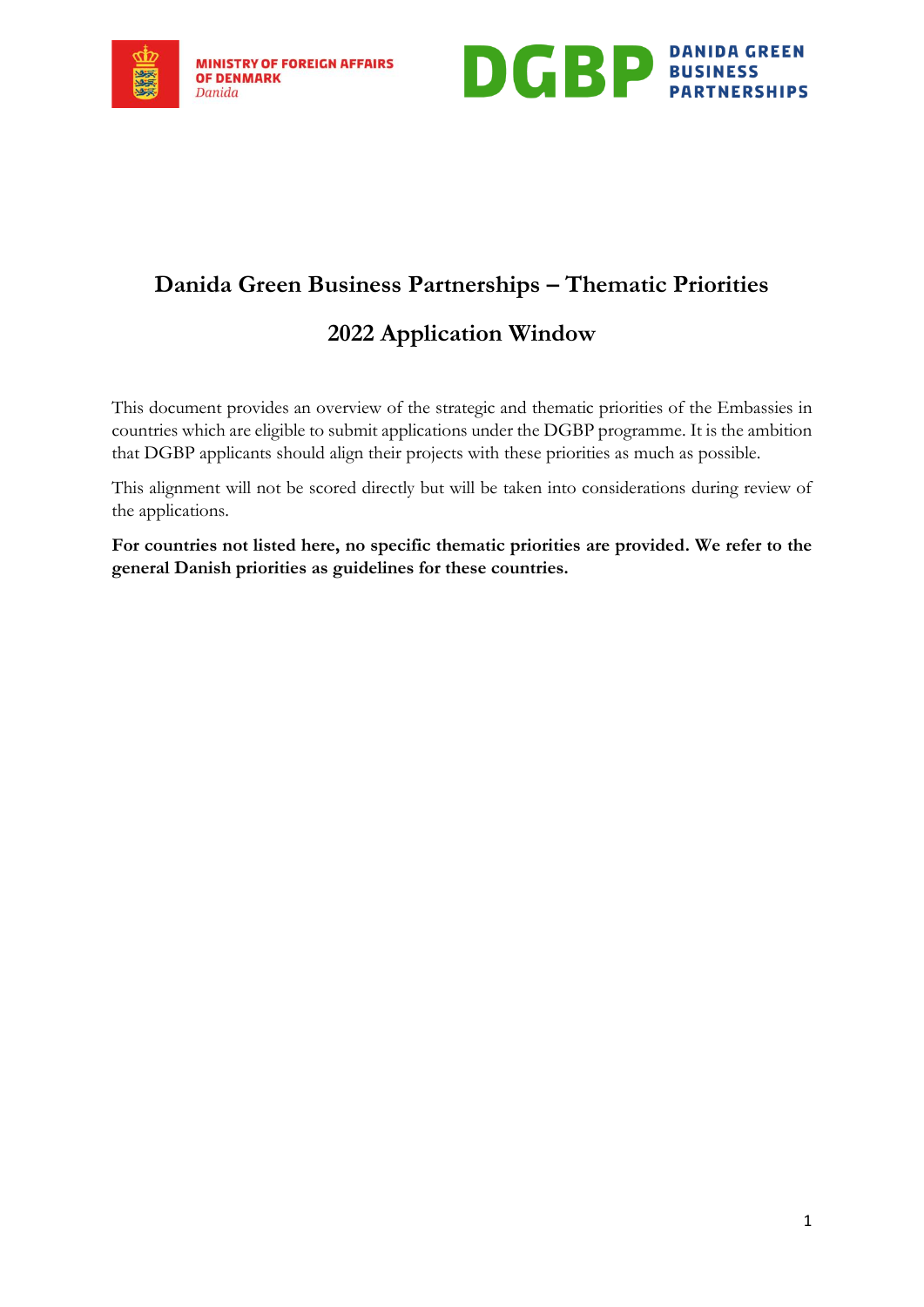# Danida Green Business Partnerships – Thematic Priorities

## 2022 Application Window

This document provides an overview of the strategic and thematic priorities of the Embassies in countries which are eligible to submit applications under the DGBP programme. It is the ambition that DGBP applicants should align their projects with these priorities as much as possible.

This alignment will not be scored directly but will be taken into considerations during review of the applications.

**For countries not listed here, no specific thematic priorities are provided. We refer to the general Danish priorities as guidelines for these countries.**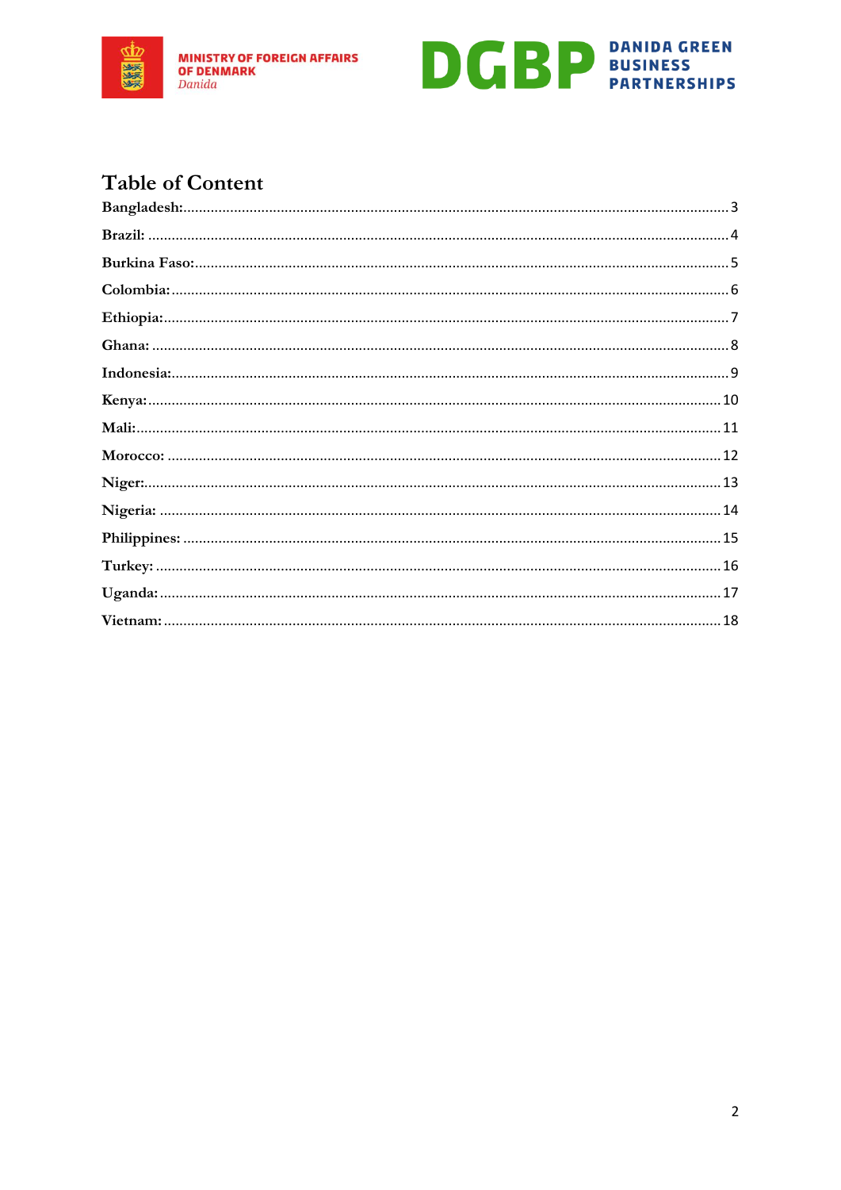# Table of Content

| | |
|---|---|
| Bangladesh: | 3 |
| Brazil: | 4 |
| Burkina Faso: | 5 |
| Colombia: | 6 |
| Ethiopia: | 7 |
| Ghana: | 8 |
| Indonesia: | 9 |
| Kenya: | 10 |
| Mali: | 11 |
| Morocco: | 12 |
| Niger: | 13 |
| Nigeria: | 14 |
| Philippines: | 15 |
| Turkey: | 16 |
| Uganda: | 17 |
| Vietnam: | 18 |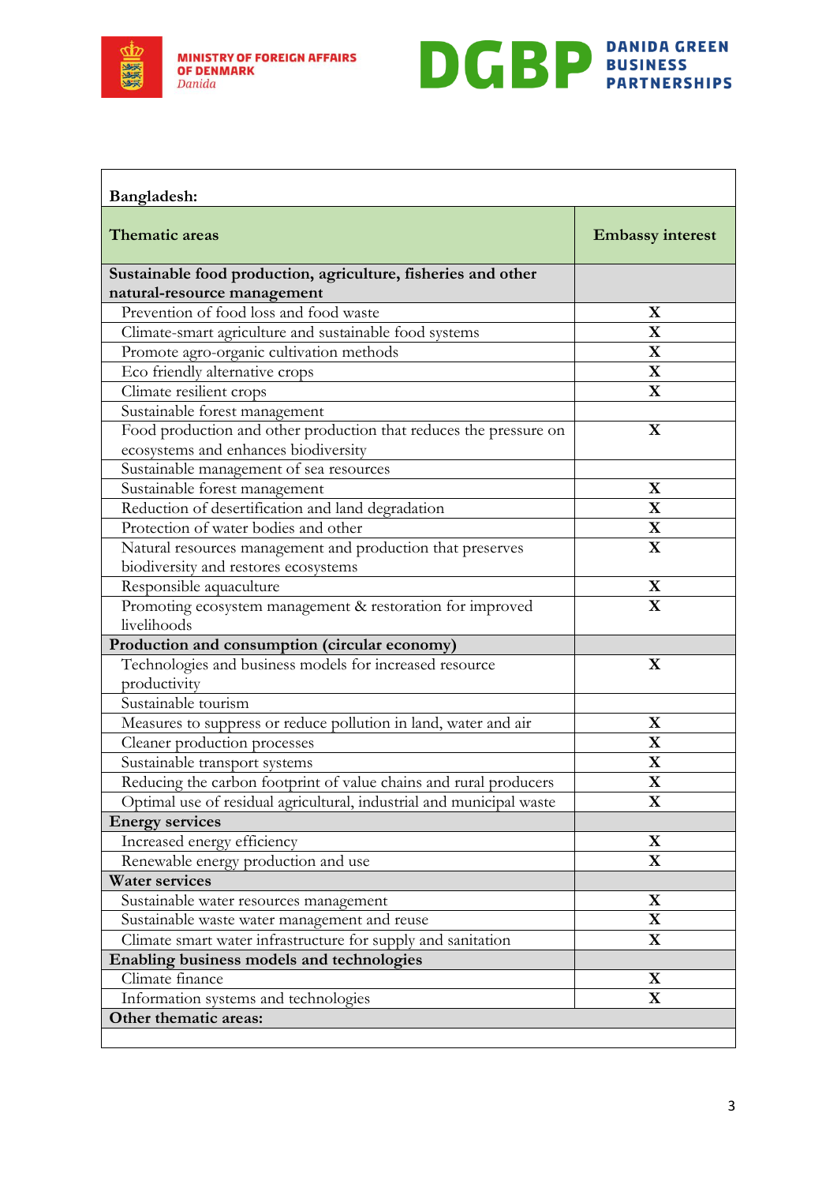| Bangladesh: | |
|---|---|
| **Thematic areas** | **Embassy interest** |
| **Sustainable food production, agriculture, fisheries and other natural-resource management** | |
| Prevention of food loss and food waste | X |
| Climate-smart agriculture and sustainable food systems | X |
| Promote agro-organic cultivation methods | X |
| Eco friendly alternative crops | X |
| Climate resilient crops | X |
| Sustainable forest management | |
| Food production and other production that reduces the pressure on ecosystems and enhances biodiversity | X |
| Sustainable management of sea resources | |
| Sustainable forest management | X |
| Reduction of desertification and land degradation | X |
| Protection of water bodies and other | X |
| Natural resources management and production that preserves biodiversity and restores ecosystems | X |
| Responsible aquaculture | X |
| Promoting ecosystem management & restoration for improved livelihoods | X |
| **Production and consumption (circular economy)** | |
| Technologies and business models for increased resource productivity | X |
| Sustainable tourism | |
| Measures to suppress or reduce pollution in land, water and air | X |
| Cleaner production processes | X |
| Sustainable transport systems | X |
| Reducing the carbon footprint of value chains and rural producers | X |
| Optimal use of residual agricultural, industrial and municipal waste | X |
| **Energy services** | |
| Increased energy efficiency | X |
| Renewable energy production and use | X |
| **Water services** | |
| Sustainable water resources management | X |
| Sustainable waste water management and reuse | X |
| Climate smart water infrastructure for supply and sanitation | X |
| **Enabling business models and technologies** | |
| Climate finance | X |
| Information systems and technologies | X |
| **Other thematic areas:** | |
| | |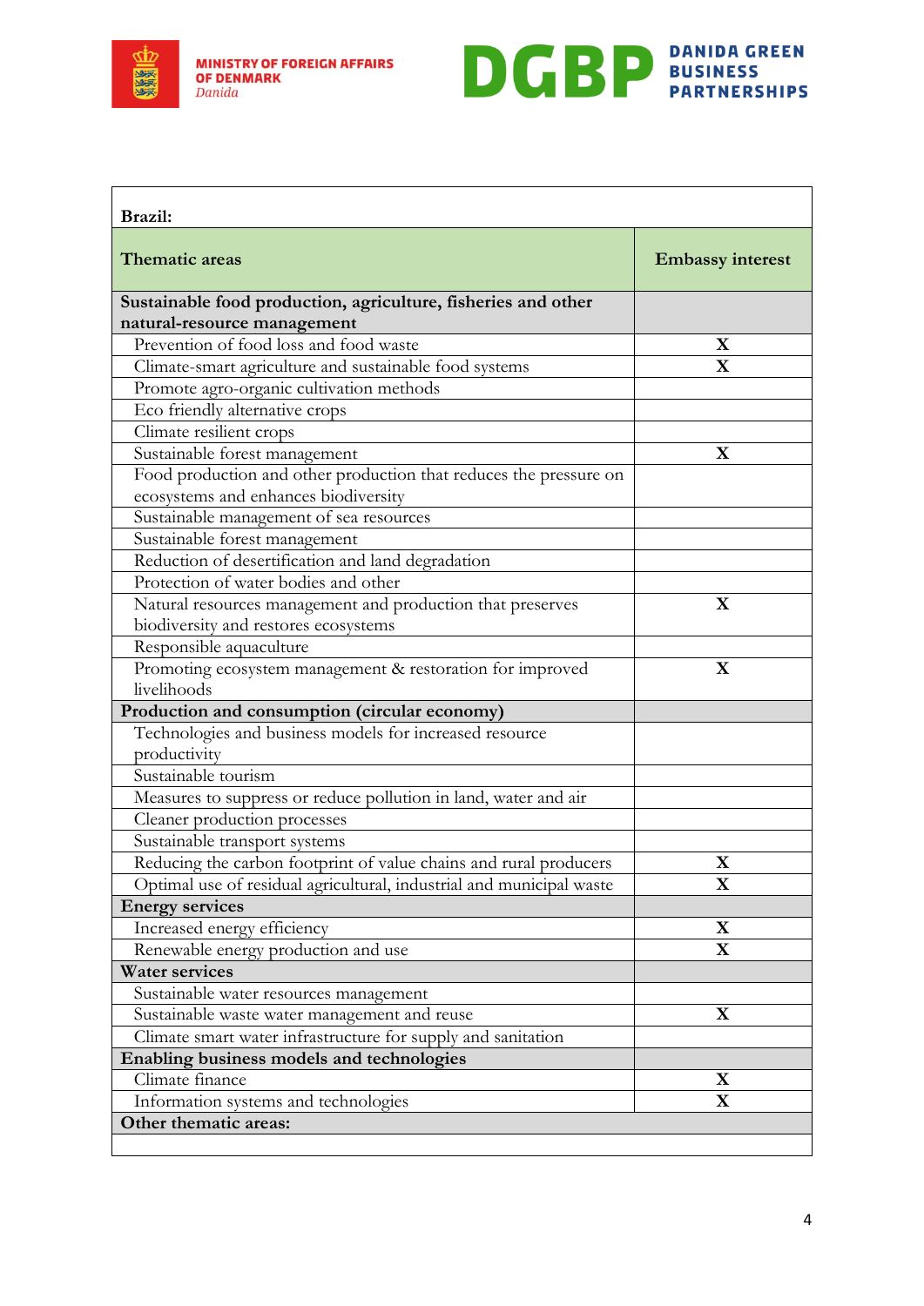| Brazil: | |
|---|---|
| **Thematic areas** | **Embassy interest** |
| **Sustainable food production, agriculture, fisheries and other natural-resource management** | |
| Prevention of food loss and food waste | X |
| Climate-smart agriculture and sustainable food systems | X |
| Promote agro-organic cultivation methods | |
| Eco friendly alternative crops | |
| Climate resilient crops | |
| Sustainable forest management | X |
| Food production and other production that reduces the pressure on ecosystems and enhances biodiversity | |
| Sustainable management of sea resources | |
| Sustainable forest management | |
| Reduction of desertification and land degradation | |
| Protection of water bodies and other | |
| Natural resources management and production that preserves biodiversity and restores ecosystems | X |
| Responsible aquaculture | |
| Promoting ecosystem management & restoration for improved livelihoods | X |
| **Production and consumption (circular economy)** | |
| Technologies and business models for increased resource productivity | |
| Sustainable tourism | |
| Measures to suppress or reduce pollution in land, water and air | |
| Cleaner production processes | |
| Sustainable transport systems | |
| Reducing the carbon footprint of value chains and rural producers | X |
| Optimal use of residual agricultural, industrial and municipal waste | X |
| **Energy services** | |
| Increased energy efficiency | X |
| Renewable energy production and use | X |
| **Water services** | |
| Sustainable water resources management | |
| Sustainable waste water management and reuse | X |
| Climate smart water infrastructure for supply and sanitation | |
| **Enabling business models and technologies** | |
| Climate finance | X |
| Information systems and technologies | X |
| **Other thematic areas:** | |
| | |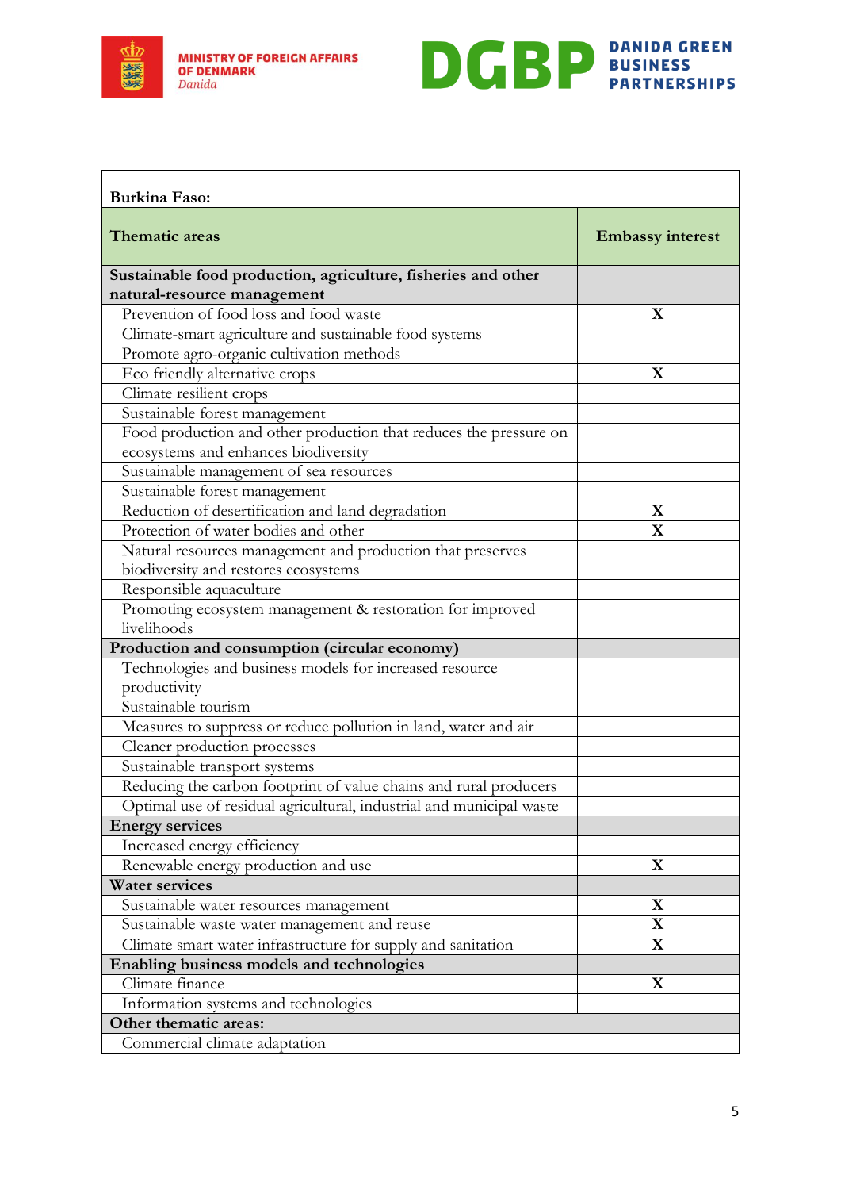| Burkina Faso: | |
|---|---|
| **Thematic areas** | **Embassy interest** |
| **Sustainable food production, agriculture, fisheries and other natural-resource management** | |
| Prevention of food loss and food waste | X |
| Climate-smart agriculture and sustainable food systems | |
| Promote agro-organic cultivation methods | |
| Eco friendly alternative crops | X |
| Climate resilient crops | |
| Sustainable forest management | |
| Food production and other production that reduces the pressure on ecosystems and enhances biodiversity | |
| Sustainable management of sea resources | |
| Sustainable forest management | |
| Reduction of desertification and land degradation | X |
| Protection of water bodies and other | X |
| Natural resources management and production that preserves biodiversity and restores ecosystems | |
| Responsible aquaculture | |
| Promoting ecosystem management & restoration for improved livelihoods | |
| **Production and consumption (circular economy)** | |
| Technologies and business models for increased resource productivity | |
| Sustainable tourism | |
| Measures to suppress or reduce pollution in land, water and air | |
| Cleaner production processes | |
| Sustainable transport systems | |
| Reducing the carbon footprint of value chains and rural producers | |
| Optimal use of residual agricultural, industrial and municipal waste | |
| **Energy services** | |
| Increased energy efficiency | |
| Renewable energy production and use | X |
| **Water services** | |
| Sustainable water resources management | X |
| Sustainable waste water management and reuse | X |
| Climate smart water infrastructure for supply and sanitation | X |
| **Enabling business models and technologies** | |
| Climate finance | X |
| Information systems and technologies | |
| **Other thematic areas:** | |
| Commercial climate adaptation | |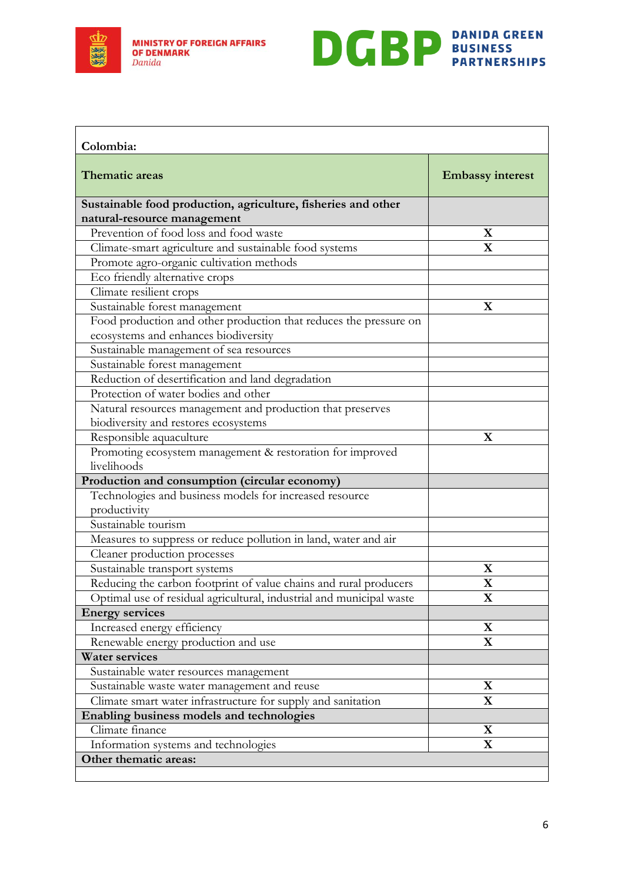| Colombia: | |
|---|---|
| **Thematic areas** | **Embassy interest** |
| **Sustainable food production, agriculture, fisheries and other natural-resource management** | |
| Prevention of food loss and food waste | X |
| Climate-smart agriculture and sustainable food systems | X |
| Promote agro-organic cultivation methods | |
| Eco friendly alternative crops | |
| Climate resilient crops | |
| Sustainable forest management | X |
| Food production and other production that reduces the pressure on ecosystems and enhances biodiversity | |
| Sustainable management of sea resources | |
| Sustainable forest management | |
| Reduction of desertification and land degradation | |
| Protection of water bodies and other | |
| Natural resources management and production that preserves biodiversity and restores ecosystems | |
| Responsible aquaculture | X |
| Promoting ecosystem management & restoration for improved livelihoods | |
| **Production and consumption (circular economy)** | |
| Technologies and business models for increased resource productivity | |
| Sustainable tourism | |
| Measures to suppress or reduce pollution in land, water and air | |
| Cleaner production processes | |
| Sustainable transport systems | X |
| Reducing the carbon footprint of value chains and rural producers | X |
| Optimal use of residual agricultural, industrial and municipal waste | X |
| **Energy services** | |
| Increased energy efficiency | X |
| Renewable energy production and use | X |
| **Water services** | |
| Sustainable water resources management | |
| Sustainable waste water management and reuse | X |
| Climate smart water infrastructure for supply and sanitation | X |
| **Enabling business models and technologies** | |
| Climate finance | X |
| Information systems and technologies | X |
| **Other thematic areas:** | |
| | |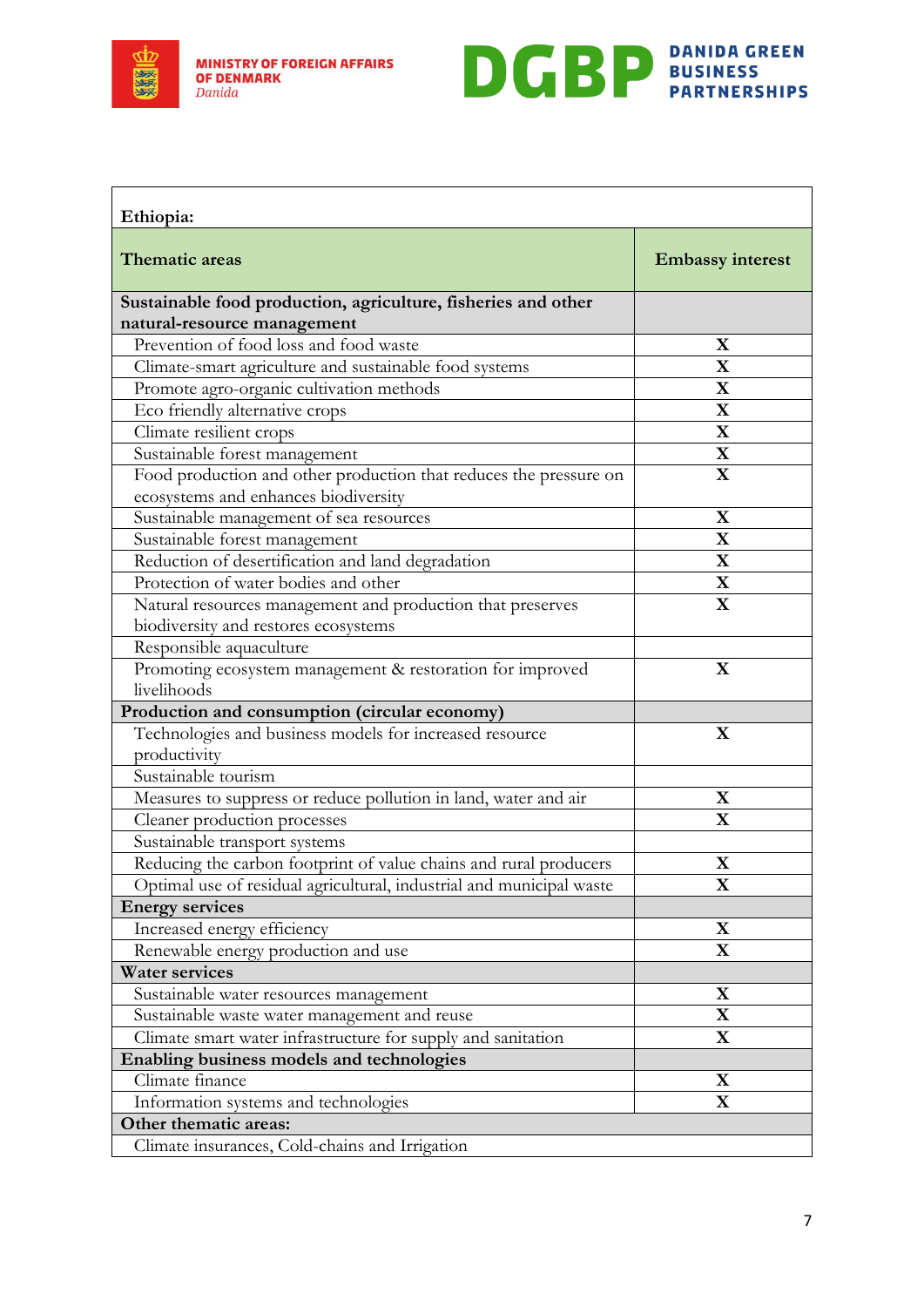| **Ethiopia:** | |
|---|---|
| **Thematic areas** | **Embassy interest** |
| **Sustainable food production, agriculture, fisheries and other natural-resource management** | |
| Prevention of food loss and food waste | X |
| Climate-smart agriculture and sustainable food systems | X |
| Promote agro-organic cultivation methods | X |
| Eco friendly alternative crops | X |
| Climate resilient crops | X |
| Sustainable forest management | X |
| Food production and other production that reduces the pressure on ecosystems and enhances biodiversity | X |
| Sustainable management of sea resources | X |
| Sustainable forest management | X |
| Reduction of desertification and land degradation | X |
| Protection of water bodies and other | X |
| Natural resources management and production that preserves biodiversity and restores ecosystems | X |
| Responsible aquaculture | |
| Promoting ecosystem management & restoration for improved livelihoods | X |
| **Production and consumption (circular economy)** | |
| Technologies and business models for increased resource productivity | X |
| Sustainable tourism | |
| Measures to suppress or reduce pollution in land, water and air | X |
| Cleaner production processes | X |
| Sustainable transport systems | |
| Reducing the carbon footprint of value chains and rural producers | X |
| Optimal use of residual agricultural, industrial and municipal waste | X |
| **Energy services** | |
| Increased energy efficiency | X |
| Renewable energy production and use | X |
| **Water services** | |
| Sustainable water resources management | X |
| Sustainable waste water management and reuse | X |
| Climate smart water infrastructure for supply and sanitation | X |
| **Enabling business models and technologies** | |
| Climate finance | X |
| Information systems and technologies | X |
| **Other thematic areas:** | |
| Climate insurances, Cold-chains and Irrigation | |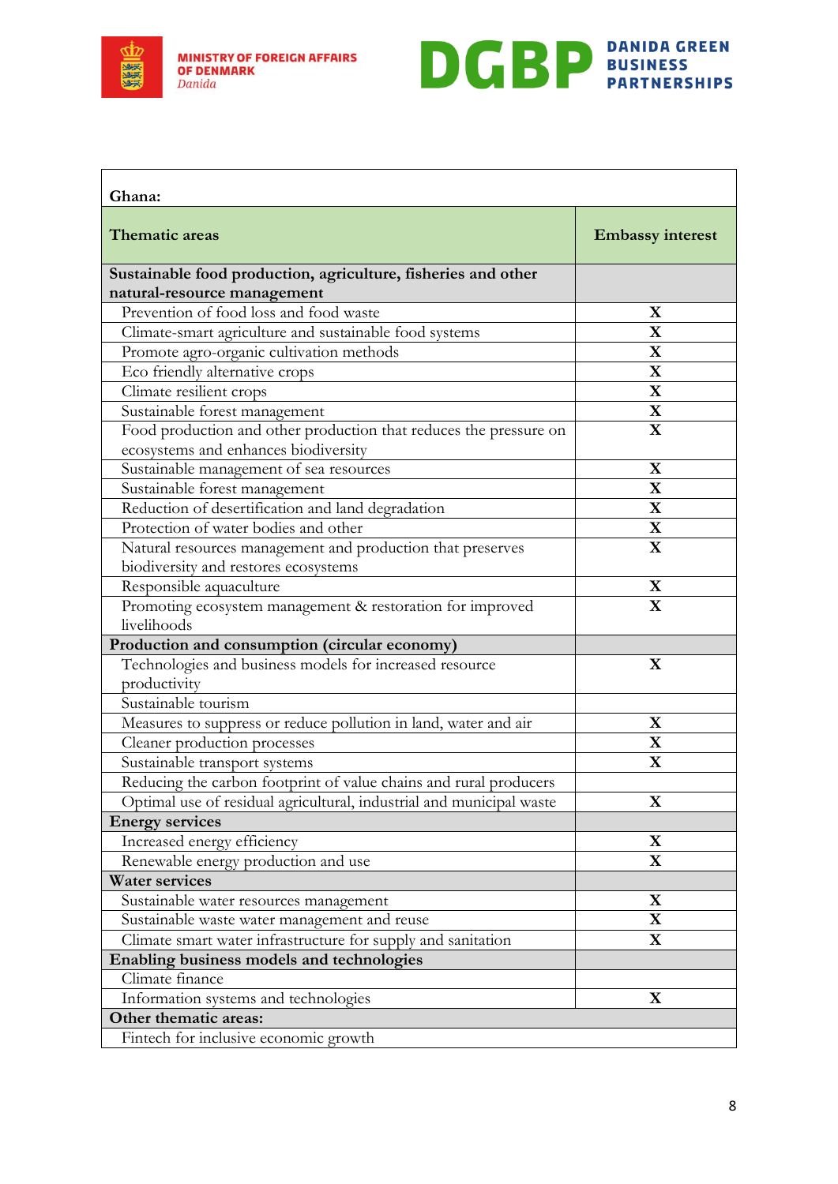| Ghana: | |
|---|---|
| **Thematic areas** | **Embassy interest** |
| **Sustainable food production, agriculture, fisheries and other natural-resource management** | |
| Prevention of food loss and food waste | X |
| Climate-smart agriculture and sustainable food systems | X |
| Promote agro-organic cultivation methods | X |
| Eco friendly alternative crops | X |
| Climate resilient crops | X |
| Sustainable forest management | X |
| Food production and other production that reduces the pressure on ecosystems and enhances biodiversity | X |
| Sustainable management of sea resources | X |
| Sustainable forest management | X |
| Reduction of desertification and land degradation | X |
| Protection of water bodies and other | X |
| Natural resources management and production that preserves biodiversity and restores ecosystems | X |
| Responsible aquaculture | X |
| Promoting ecosystem management & restoration for improved livelihoods | X |
| **Production and consumption (circular economy)** | |
| Technologies and business models for increased resource productivity | X |
| Sustainable tourism | |
| Measures to suppress or reduce pollution in land, water and air | X |
| Cleaner production processes | X |
| Sustainable transport systems | X |
| Reducing the carbon footprint of value chains and rural producers | |
| Optimal use of residual agricultural, industrial and municipal waste | X |
| **Energy services** | |
| Increased energy efficiency | X |
| Renewable energy production and use | X |
| **Water services** | |
| Sustainable water resources management | X |
| Sustainable waste water management and reuse | X |
| Climate smart water infrastructure for supply and sanitation | X |
| **Enabling business models and technologies** | |
| Climate finance | |
| Information systems and technologies | X |
| **Other thematic areas:** | |
| Fintech for inclusive economic growth | |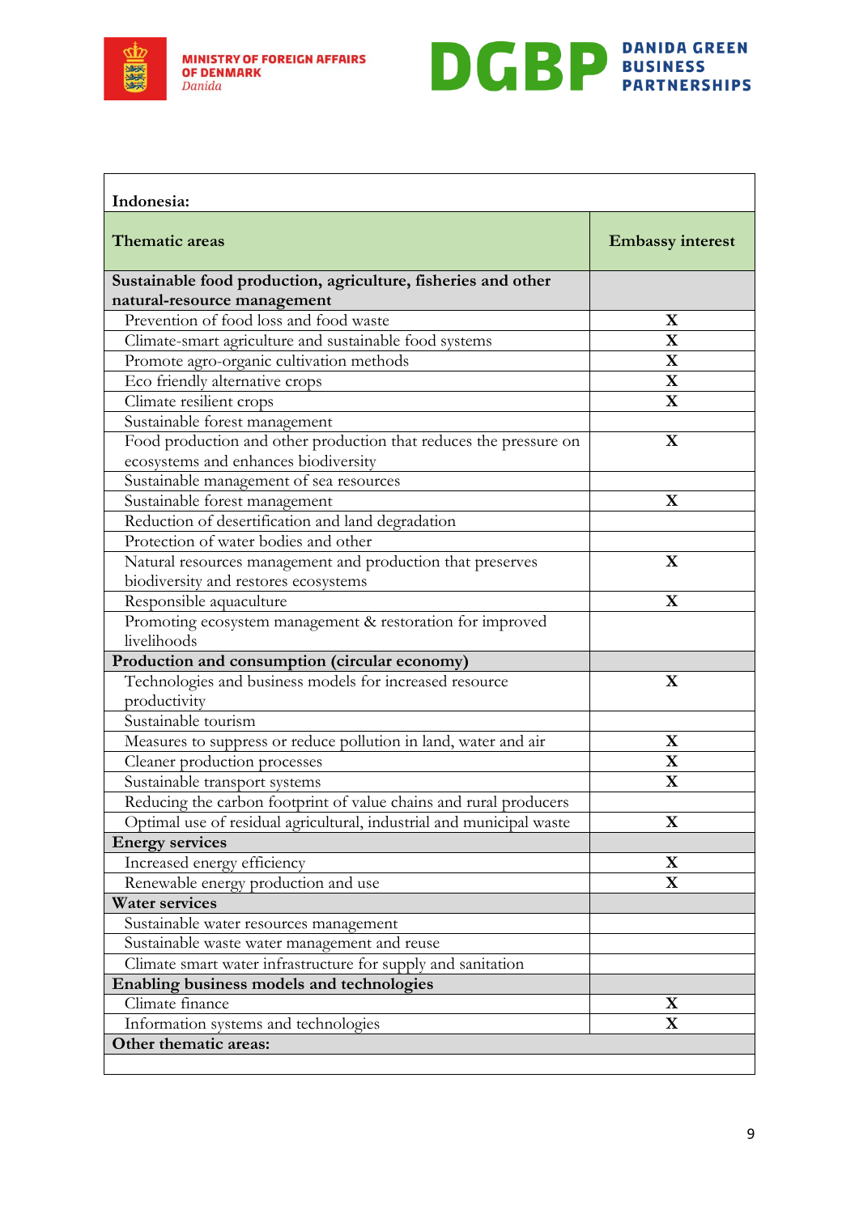| Indonesia: | |
|---|---|
| **Thematic areas** | **Embassy interest** |
| **Sustainable food production, agriculture, fisheries and other natural-resource management** | |
| Prevention of food loss and food waste | X |
| Climate-smart agriculture and sustainable food systems | X |
| Promote agro-organic cultivation methods | X |
| Eco friendly alternative crops | X |
| Climate resilient crops | X |
| Sustainable forest management | |
| Food production and other production that reduces the pressure on ecosystems and enhances biodiversity | X |
| Sustainable management of sea resources | |
| Sustainable forest management | X |
| Reduction of desertification and land degradation | |
| Protection of water bodies and other | |
| Natural resources management and production that preserves biodiversity and restores ecosystems | X |
| Responsible aquaculture | X |
| Promoting ecosystem management & restoration for improved livelihoods | |
| **Production and consumption (circular economy)** | |
| Technologies and business models for increased resource productivity | X |
| Sustainable tourism | |
| Measures to suppress or reduce pollution in land, water and air | X |
| Cleaner production processes | X |
| Sustainable transport systems | X |
| Reducing the carbon footprint of value chains and rural producers | |
| Optimal use of residual agricultural, industrial and municipal waste | X |
| **Energy services** | |
| Increased energy efficiency | X |
| Renewable energy production and use | X |
| **Water services** | |
| Sustainable water resources management | |
| Sustainable waste water management and reuse | |
| Climate smart water infrastructure for supply and sanitation | |
| **Enabling business models and technologies** | |
| Climate finance | X |
| Information systems and technologies | X |
| **Other thematic areas:** | |
| | |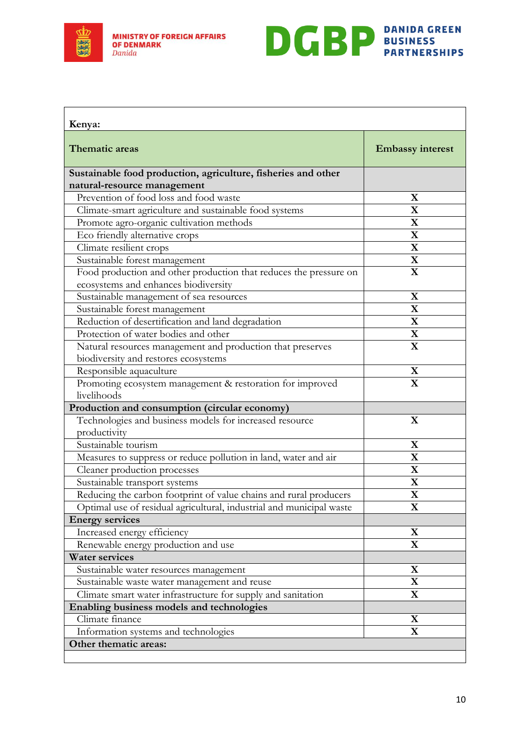| **Kenya:** | |
|---|---|
| **Thematic areas** | **Embassy interest** |
| **Sustainable food production, agriculture, fisheries and other natural-resource management** | |
| Prevention of food loss and food waste | X |
| Climate-smart agriculture and sustainable food systems | X |
| Promote agro-organic cultivation methods | X |
| Eco friendly alternative crops | X |
| Climate resilient crops | X |
| Sustainable forest management | X |
| Food production and other production that reduces the pressure on ecosystems and enhances biodiversity | X |
| Sustainable management of sea resources | X |
| Sustainable forest management | X |
| Reduction of desertification and land degradation | X |
| Protection of water bodies and other | X |
| Natural resources management and production that preserves biodiversity and restores ecosystems | X |
| Responsible aquaculture | X |
| Promoting ecosystem management & restoration for improved livelihoods | X |
| **Production and consumption (circular economy)** | |
| Technologies and business models for increased resource productivity | X |
| Sustainable tourism | X |
| Measures to suppress or reduce pollution in land, water and air | X |
| Cleaner production processes | X |
| Sustainable transport systems | X |
| Reducing the carbon footprint of value chains and rural producers | X |
| Optimal use of residual agricultural, industrial and municipal waste | X |
| **Energy services** | |
| Increased energy efficiency | X |
| Renewable energy production and use | X |
| **Water services** | |
| Sustainable water resources management | X |
| Sustainable waste water management and reuse | X |
| Climate smart water infrastructure for supply and sanitation | X |
| **Enabling business models and technologies** | |
| Climate finance | X |
| Information systems and technologies | X |
| **Other thematic areas:** | |
| | |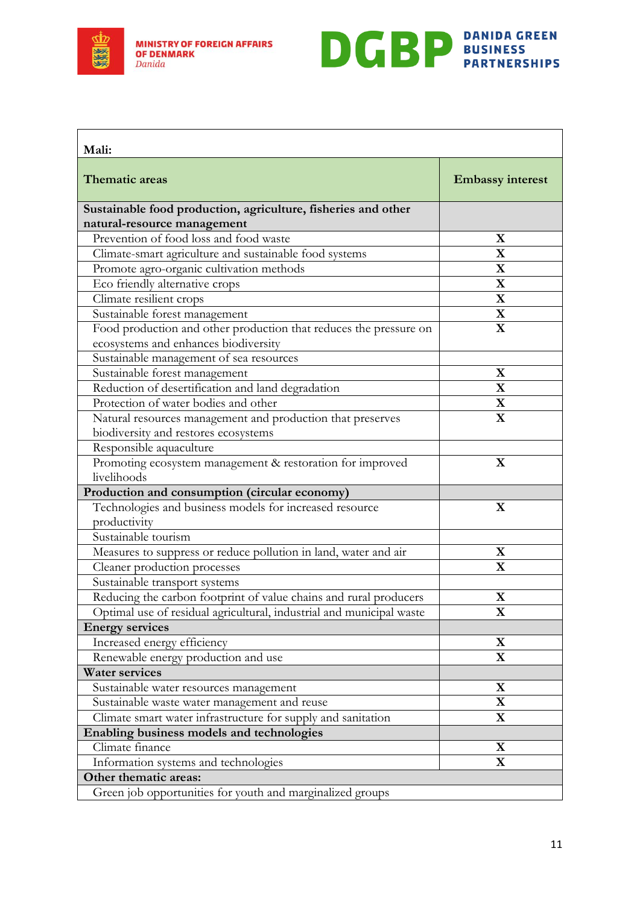| Mali: | |
|---|---|
| **Thematic areas** | **Embassy interest** |
| **Sustainable food production, agriculture, fisheries and other natural-resource management** | |
| Prevention of food loss and food waste | X |
| Climate-smart agriculture and sustainable food systems | X |
| Promote agro-organic cultivation methods | X |
| Eco friendly alternative crops | X |
| Climate resilient crops | X |
| Sustainable forest management | X |
| Food production and other production that reduces the pressure on ecosystems and enhances biodiversity | X |
| Sustainable management of sea resources | |
| Sustainable forest management | X |
| Reduction of desertification and land degradation | X |
| Protection of water bodies and other | X |
| Natural resources management and production that preserves biodiversity and restores ecosystems | X |
| Responsible aquaculture | |
| Promoting ecosystem management & restoration for improved livelihoods | X |
| **Production and consumption (circular economy)** | |
| Technologies and business models for increased resource productivity | X |
| Sustainable tourism | |
| Measures to suppress or reduce pollution in land, water and air | X |
| Cleaner production processes | X |
| Sustainable transport systems | |
| Reducing the carbon footprint of value chains and rural producers | X |
| Optimal use of residual agricultural, industrial and municipal waste | X |
| **Energy services** | |
| Increased energy efficiency | X |
| Renewable energy production and use | X |
| **Water services** | |
| Sustainable water resources management | X |
| Sustainable waste water management and reuse | X |
| Climate smart water infrastructure for supply and sanitation | X |
| **Enabling business models and technologies** | |
| Climate finance | X |
| Information systems and technologies | X |
| **Other thematic areas:** | |
| Green job opportunities for youth and marginalized groups | |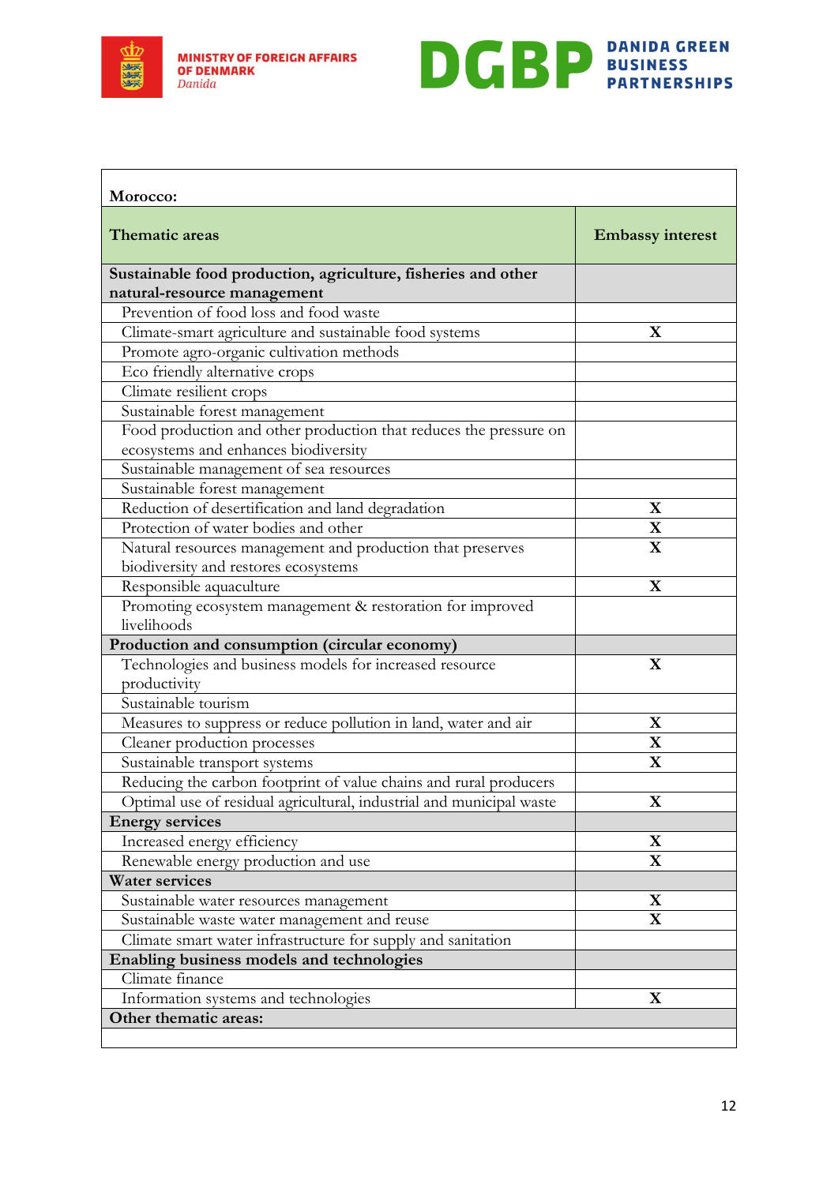| Morocco: | |
|---|---|
| **Thematic areas** | **Embassy interest** |
| **Sustainable food production, agriculture, fisheries and other natural-resource management** | |
| Prevention of food loss and food waste | |
| Climate-smart agriculture and sustainable food systems | X |
| Promote agro-organic cultivation methods | |
| Eco friendly alternative crops | |
| Climate resilient crops | |
| Sustainable forest management | |
| Food production and other production that reduces the pressure on ecosystems and enhances biodiversity | |
| Sustainable management of sea resources | |
| Sustainable forest management | |
| Reduction of desertification and land degradation | X |
| Protection of water bodies and other | X |
| Natural resources management and production that preserves biodiversity and restores ecosystems | X |
| Responsible aquaculture | X |
| Promoting ecosystem management & restoration for improved livelihoods | |
| **Production and consumption (circular economy)** | |
| Technologies and business models for increased resource productivity | X |
| Sustainable tourism | |
| Measures to suppress or reduce pollution in land, water and air | X |
| Cleaner production processes | X |
| Sustainable transport systems | X |
| Reducing the carbon footprint of value chains and rural producers | |
| Optimal use of residual agricultural, industrial and municipal waste | X |
| **Energy services** | |
| Increased energy efficiency | X |
| Renewable energy production and use | X |
| **Water services** | |
| Sustainable water resources management | X |
| Sustainable waste water management and reuse | X |
| Climate smart water infrastructure for supply and sanitation | |
| **Enabling business models and technologies** | |
| Climate finance | |
| Information systems and technologies | X |
| **Other thematic areas:** | |
| | |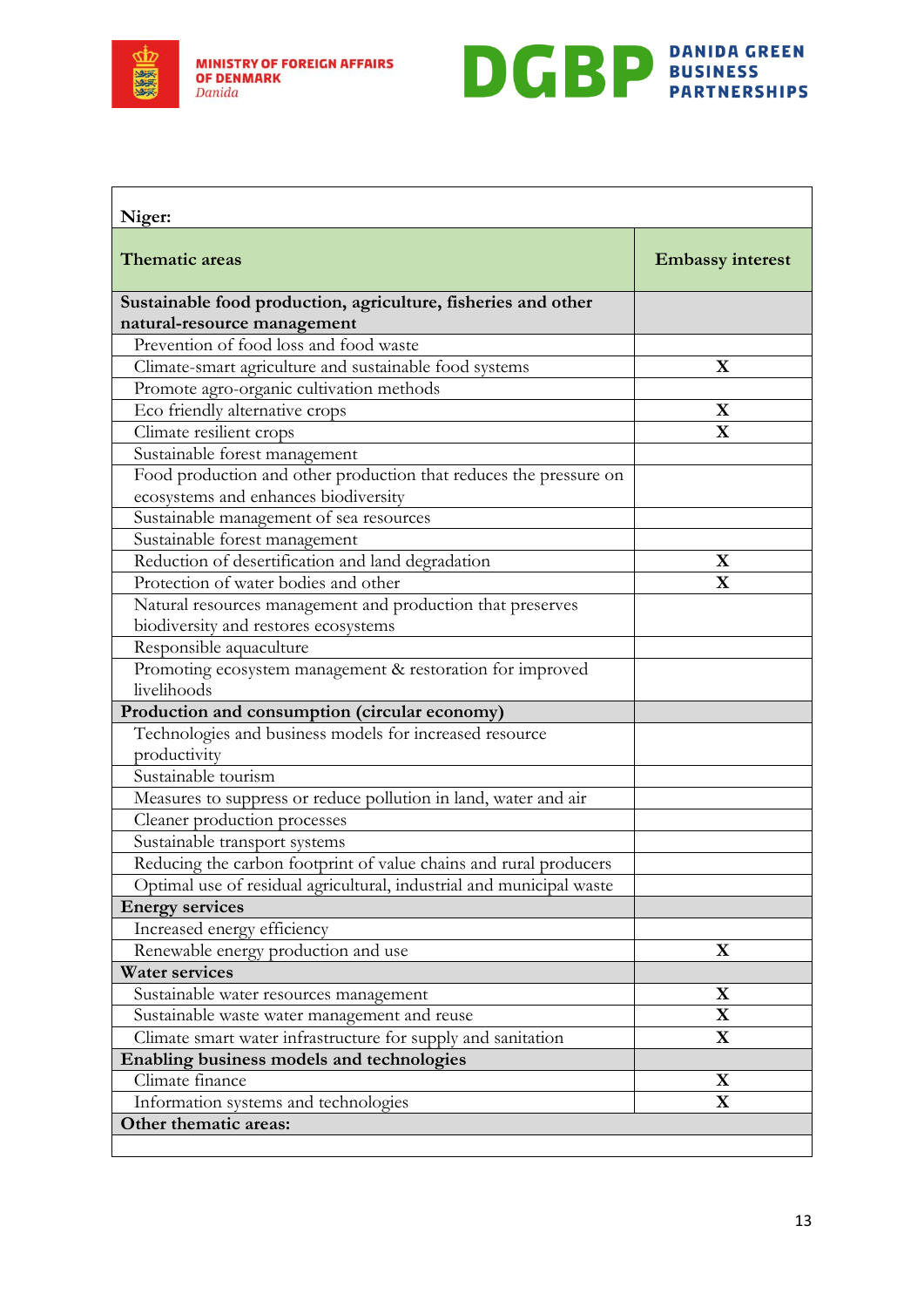**Niger:**

| Thematic areas | Embassy interest |
|---|---|
| **Sustainable food production, agriculture, fisheries and other natural-resource management** | |
| Prevention of food loss and food waste | |
| Climate-smart agriculture and sustainable food systems | X |
| Promote agro-organic cultivation methods | |
| Eco friendly alternative crops | X |
| Climate resilient crops | X |
| Sustainable forest management | |
| Food production and other production that reduces the pressure on ecosystems and enhances biodiversity | |
| Sustainable management of sea resources | |
| Sustainable forest management | |
| Reduction of desertification and land degradation | X |
| Protection of water bodies and other | X |
| Natural resources management and production that preserves biodiversity and restores ecosystems | |
| Responsible aquaculture | |
| Promoting ecosystem management & restoration for improved livelihoods | |
| **Production and consumption (circular economy)** | |
| Technologies and business models for increased resource productivity | |
| Sustainable tourism | |
| Measures to suppress or reduce pollution in land, water and air | |
| Cleaner production processes | |
| Sustainable transport systems | |
| Reducing the carbon footprint of value chains and rural producers | |
| Optimal use of residual agricultural, industrial and municipal waste | |
| **Energy services** | |
| Increased energy efficiency | |
| Renewable energy production and use | X |
| **Water services** | |
| Sustainable water resources management | X |
| Sustainable waste water management and reuse | X |
| Climate smart water infrastructure for supply and sanitation | X |
| **Enabling business models and technologies** | |
| Climate finance | X |
| Information systems and technologies | X |
| **Other thematic areas:** | |
| | |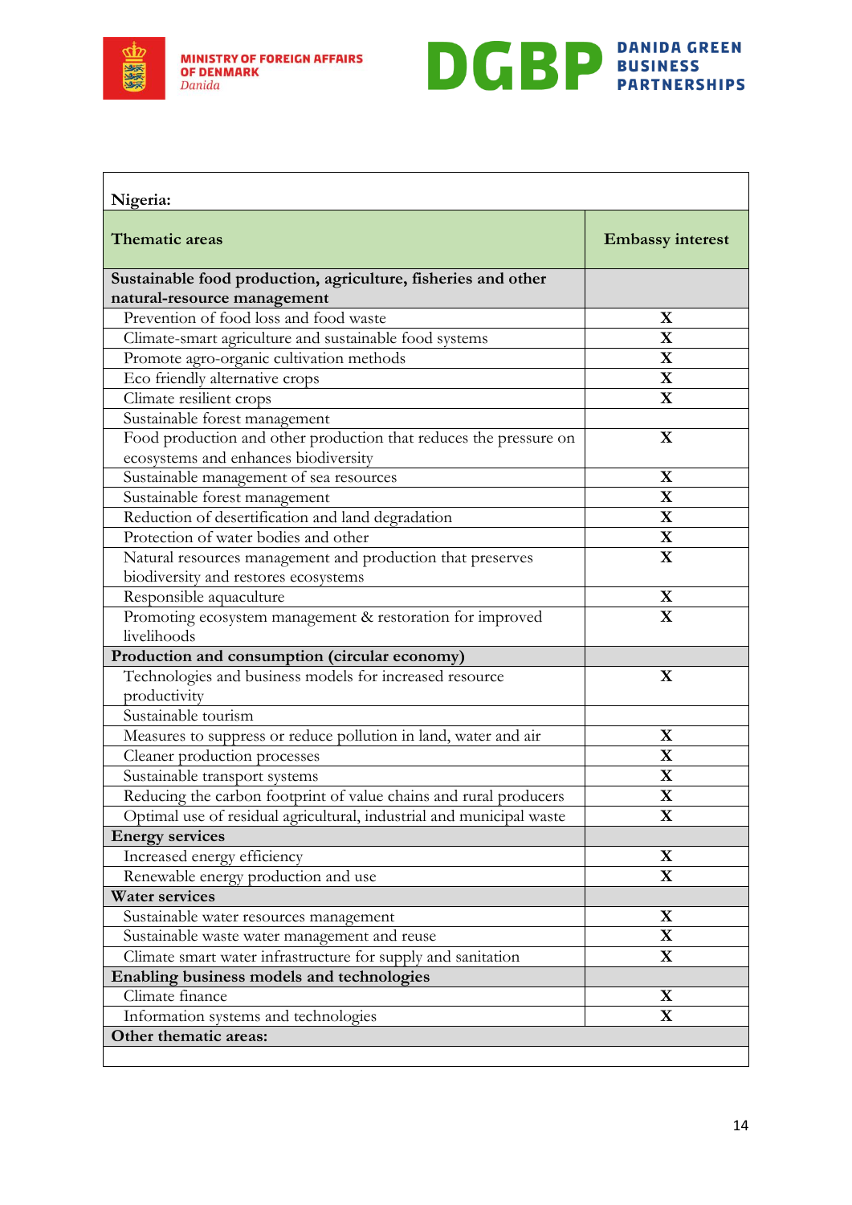| **Nigeria:** | |
|---|---|
| **Thematic areas** | **Embassy interest** |
| **Sustainable food production, agriculture, fisheries and other natural-resource management** | |
| Prevention of food loss and food waste | X |
| Climate-smart agriculture and sustainable food systems | X |
| Promote agro-organic cultivation methods | X |
| Eco friendly alternative crops | X |
| Climate resilient crops | X |
| Sustainable forest management | |
| Food production and other production that reduces the pressure on ecosystems and enhances biodiversity | X |
| Sustainable management of sea resources | X |
| Sustainable forest management | X |
| Reduction of desertification and land degradation | X |
| Protection of water bodies and other | X |
| Natural resources management and production that preserves biodiversity and restores ecosystems | X |
| Responsible aquaculture | X |
| Promoting ecosystem management & restoration for improved livelihoods | X |
| **Production and consumption (circular economy)** | |
| Technologies and business models for increased resource productivity | X |
| Sustainable tourism | |
| Measures to suppress or reduce pollution in land, water and air | X |
| Cleaner production processes | X |
| Sustainable transport systems | X |
| Reducing the carbon footprint of value chains and rural producers | X |
| Optimal use of residual agricultural, industrial and municipal waste | X |
| **Energy services** | |
| Increased energy efficiency | X |
| Renewable energy production and use | X |
| **Water services** | |
| Sustainable water resources management | X |
| Sustainable waste water management and reuse | X |
| Climate smart water infrastructure for supply and sanitation | X |
| **Enabling business models and technologies** | |
| Climate finance | X |
| Information systems and technologies | X |
| **Other thematic areas:** | |
| | |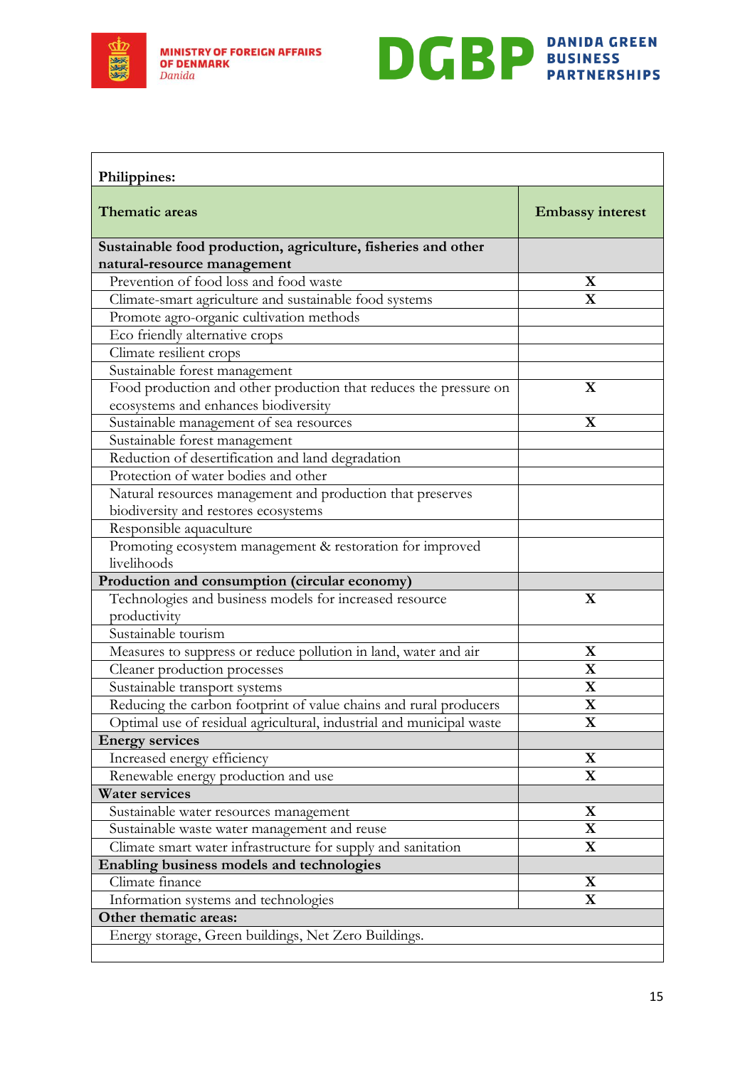| Philippines: | |
|---|---|
| **Thematic areas** | **Embassy interest** |
| **Sustainable food production, agriculture, fisheries and other natural-resource management** | |
| Prevention of food loss and food waste | X |
| Climate-smart agriculture and sustainable food systems | X |
| Promote agro-organic cultivation methods | |
| Eco friendly alternative crops | |
| Climate resilient crops | |
| Sustainable forest management | |
| Food production and other production that reduces the pressure on ecosystems and enhances biodiversity | X |
| Sustainable management of sea resources | X |
| Sustainable forest management | |
| Reduction of desertification and land degradation | |
| Protection of water bodies and other | |
| Natural resources management and production that preserves biodiversity and restores ecosystems | |
| Responsible aquaculture | |
| Promoting ecosystem management & restoration for improved livelihoods | |
| **Production and consumption (circular economy)** | |
| Technologies and business models for increased resource productivity | X |
| Sustainable tourism | |
| Measures to suppress or reduce pollution in land, water and air | X |
| Cleaner production processes | X |
| Sustainable transport systems | X |
| Reducing the carbon footprint of value chains and rural producers | X |
| Optimal use of residual agricultural, industrial and municipal waste | X |
| **Energy services** | |
| Increased energy efficiency | X |
| Renewable energy production and use | X |
| **Water services** | |
| Sustainable water resources management | X |
| Sustainable waste water management and reuse | X |
| Climate smart water infrastructure for supply and sanitation | X |
| **Enabling business models and technologies** | |
| Climate finance | X |
| Information systems and technologies | X |
| **Other thematic areas:** | |
| Energy storage, Green buildings, Net Zero Buildings. | |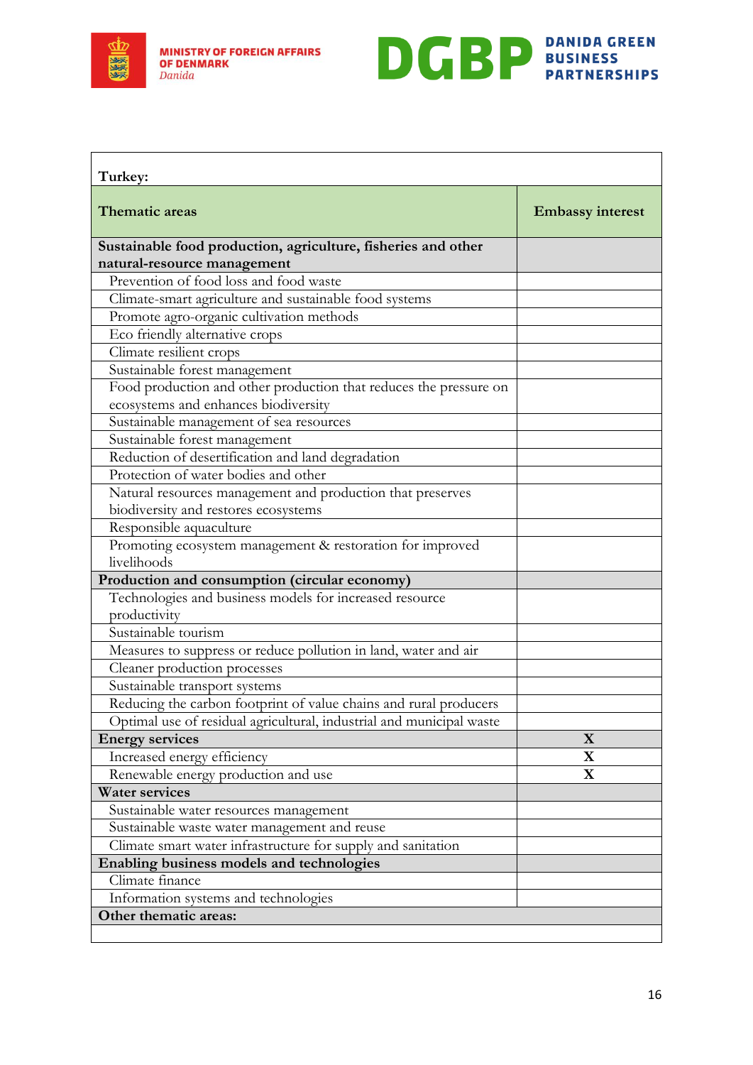| **Turkey:** | |
|---|---|
| **Thematic areas** | **Embassy interest** |
| **Sustainable food production, agriculture, fisheries and other natural-resource management** | |
| Prevention of food loss and food waste | |
| Climate-smart agriculture and sustainable food systems | |
| Promote agro-organic cultivation methods | |
| Eco friendly alternative crops | |
| Climate resilient crops | |
| Sustainable forest management | |
| Food production and other production that reduces the pressure on ecosystems and enhances biodiversity | |
| Sustainable management of sea resources | |
| Sustainable forest management | |
| Reduction of desertification and land degradation | |
| Protection of water bodies and other | |
| Natural resources management and production that preserves biodiversity and restores ecosystems | |
| Responsible aquaculture | |
| Promoting ecosystem management & restoration for improved livelihoods | |
| **Production and consumption (circular economy)** | |
| Technologies and business models for increased resource productivity | |
| Sustainable tourism | |
| Measures to suppress or reduce pollution in land, water and air | |
| Cleaner production processes | |
| Sustainable transport systems | |
| Reducing the carbon footprint of value chains and rural producers | |
| Optimal use of residual agricultural, industrial and municipal waste | |
| **Energy services** | **X** |
| Increased energy efficiency | **X** |
| Renewable energy production and use | **X** |
| **Water services** | |
| Sustainable water resources management | |
| Sustainable waste water management and reuse | |
| Climate smart water infrastructure for supply and sanitation | |
| **Enabling business models and technologies** | |
| Climate finance | |
| Information systems and technologies | |
| **Other thematic areas:** | |
| | |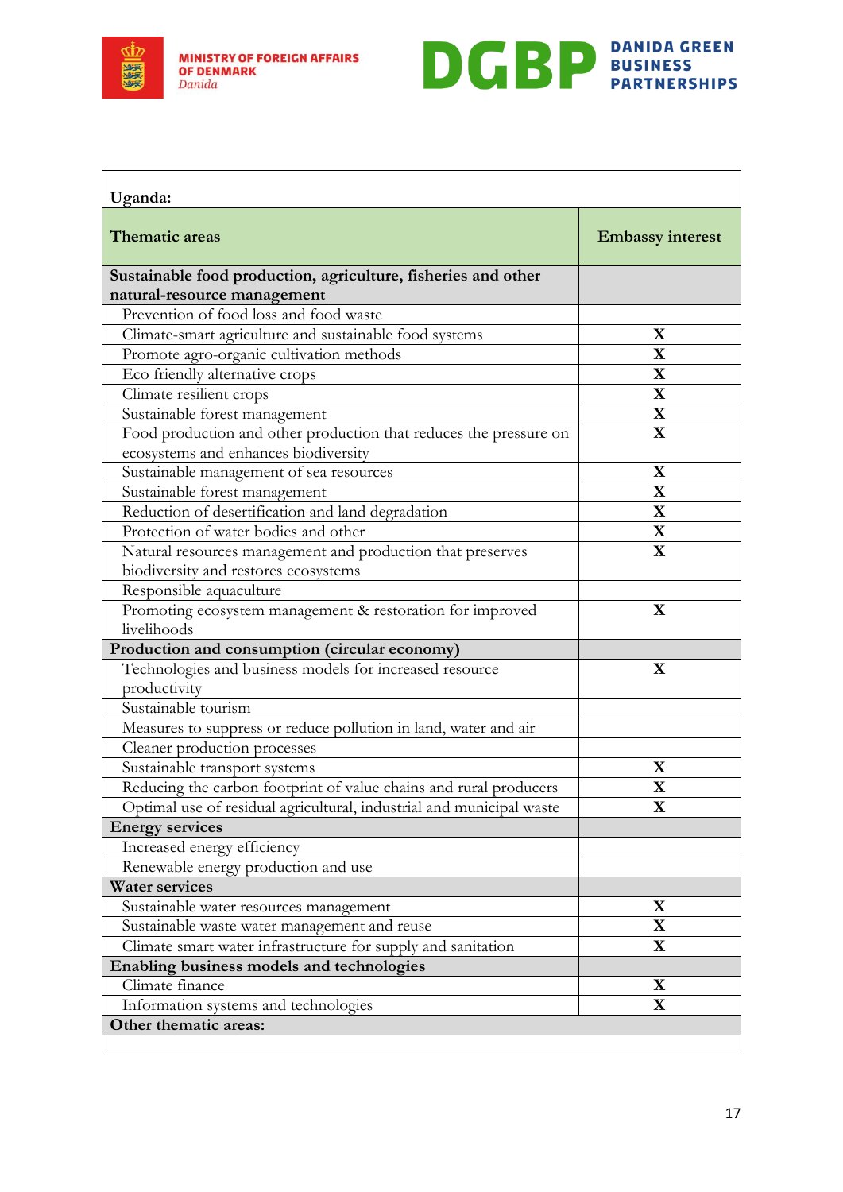| Uganda: | |
|---|---|
| **Thematic areas** | **Embassy interest** |
| **Sustainable food production, agriculture, fisheries and other natural-resource management** | |
| Prevention of food loss and food waste | |
| Climate-smart agriculture and sustainable food systems | X |
| Promote agro-organic cultivation methods | X |
| Eco friendly alternative crops | X |
| Climate resilient crops | X |
| Sustainable forest management | X |
| Food production and other production that reduces the pressure on ecosystems and enhances biodiversity | X |
| Sustainable management of sea resources | X |
| Sustainable forest management | X |
| Reduction of desertification and land degradation | X |
| Protection of water bodies and other | X |
| Natural resources management and production that preserves biodiversity and restores ecosystems | X |
| Responsible aquaculture | |
| Promoting ecosystem management & restoration for improved livelihoods | X |
| **Production and consumption (circular economy)** | |
| Technologies and business models for increased resource productivity | X |
| Sustainable tourism | |
| Measures to suppress or reduce pollution in land, water and air | |
| Cleaner production processes | |
| Sustainable transport systems | X |
| Reducing the carbon footprint of value chains and rural producers | X |
| Optimal use of residual agricultural, industrial and municipal waste | X |
| **Energy services** | |
| Increased energy efficiency | |
| Renewable energy production and use | |
| **Water services** | |
| Sustainable water resources management | X |
| Sustainable waste water management and reuse | X |
| Climate smart water infrastructure for supply and sanitation | X |
| **Enabling business models and technologies** | |
| Climate finance | X |
| Information systems and technologies | X |
| **Other thematic areas:** | |
| | |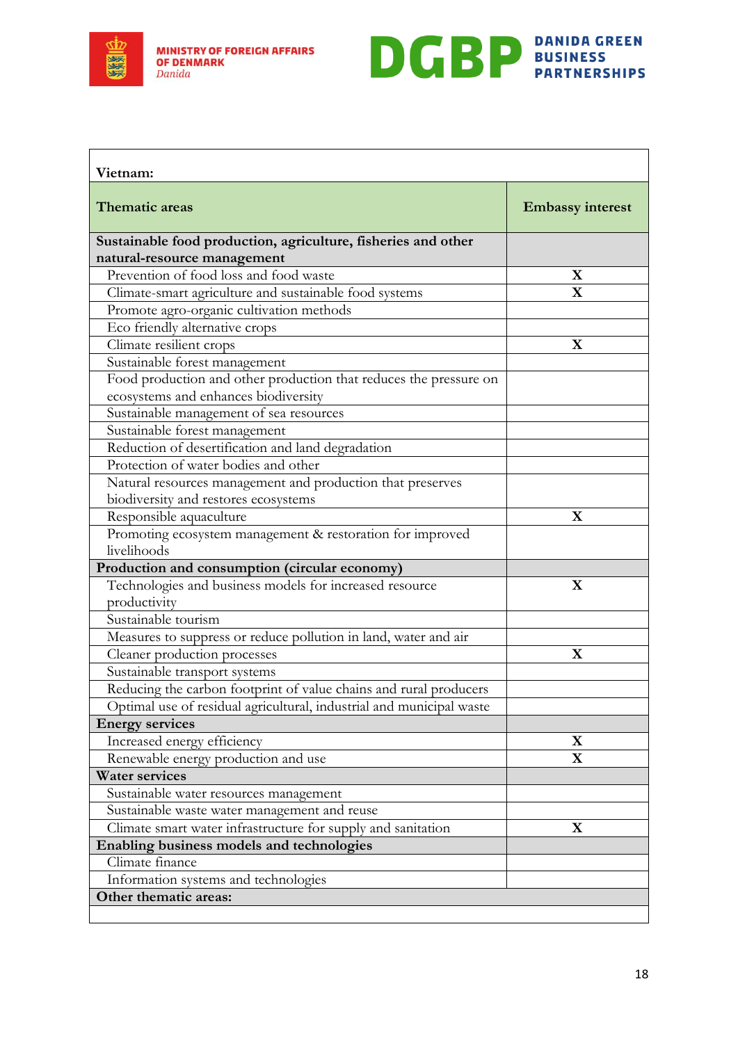| Vietnam: | |
|---|---|
| **Thematic areas** | **Embassy interest** |
| **Sustainable food production, agriculture, fisheries and other natural-resource management** | |
| Prevention of food loss and food waste | X |
| Climate-smart agriculture and sustainable food systems | X |
| Promote agro-organic cultivation methods | |
| Eco friendly alternative crops | |
| Climate resilient crops | X |
| Sustainable forest management | |
| Food production and other production that reduces the pressure on ecosystems and enhances biodiversity | |
| Sustainable management of sea resources | |
| Sustainable forest management | |
| Reduction of desertification and land degradation | |
| Protection of water bodies and other | |
| Natural resources management and production that preserves biodiversity and restores ecosystems | |
| Responsible aquaculture | X |
| Promoting ecosystem management & restoration for improved livelihoods | |
| **Production and consumption (circular economy)** | |
| Technologies and business models for increased resource productivity | X |
| Sustainable tourism | |
| Measures to suppress or reduce pollution in land, water and air | |
| Cleaner production processes | X |
| Sustainable transport systems | |
| Reducing the carbon footprint of value chains and rural producers | |
| Optimal use of residual agricultural, industrial and municipal waste | |
| **Energy services** | |
| Increased energy efficiency | X |
| Renewable energy production and use | X |
| **Water services** | |
| Sustainable water resources management | |
| Sustainable waste water management and reuse | |
| Climate smart water infrastructure for supply and sanitation | X |
| **Enabling business models and technologies** | |
| Climate finance | |
| Information systems and technologies | |
| **Other thematic areas:** | |
| | |